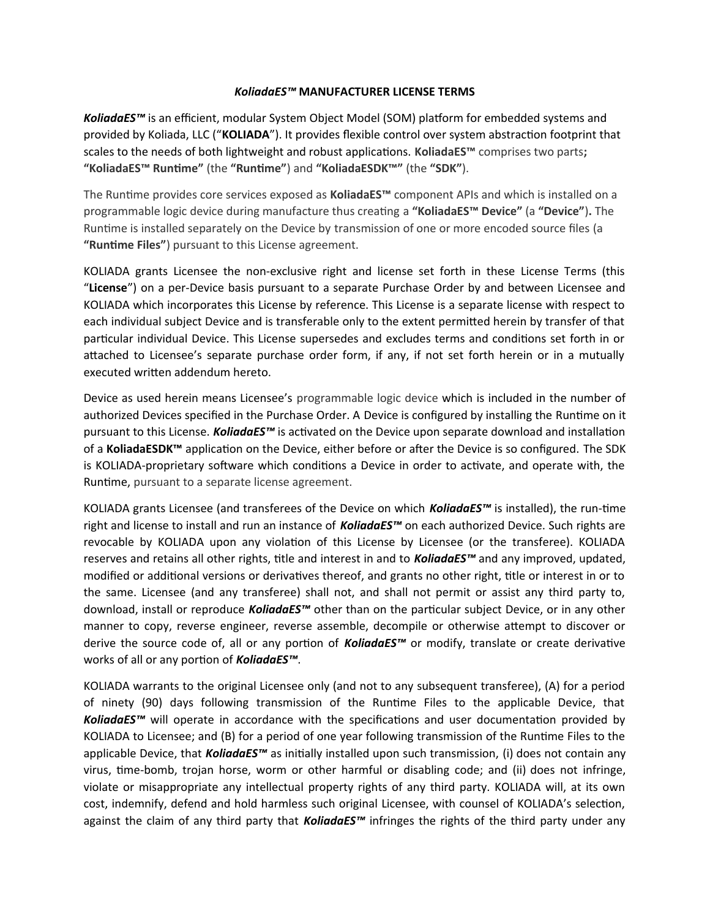### ***KoliadaES™*** **MANUFACTURER LICENSE TERMS**

***KoliadaES™*** is an efficient, modular System Object Model (SOM) platform for embedded systems and provided by Koliada, LLC ("**KOLIADA**"). It provides flexible control over system abstraction footprint that scales to the needs of both lightweight and robust applications. **KoliadaES™** comprises two parts**;** **"KoliadaES™ Runtime"** (the **"Runtime"**) and **"KoliadaESDK™"** (the **"SDK"**).

The Runtime provides core services exposed as **KoliadaES™** component APIs and which is installed on a programmable logic device during manufacture thus creating a **"KoliadaES™ Device"** (a **"Device")**. The Runtime is installed separately on the Device by transmission of one or more encoded source files (a **"Runtime Files"**) pursuant to this License agreement.

KOLIADA grants Licensee the non-exclusive right and license set forth in these License Terms (this "**License**") on a per-Device basis pursuant to a separate Purchase Order by and between Licensee and KOLIADA which incorporates this License by reference. This License is a separate license with respect to each individual subject Device and is transferable only to the extent permitted herein by transfer of that particular individual Device. This License supersedes and excludes terms and conditions set forth in or attached to Licensee's separate purchase order form, if any, if not set forth herein or in a mutually executed written addendum hereto.

Device as used herein means Licensee's programmable logic device which is included in the number of authorized Devices specified in the Purchase Order. A Device is configured by installing the Runtime on it pursuant to this License. ***KoliadaES™*** is activated on the Device upon separate download and installation of a **KoliadaESDK™** application on the Device, either before or after the Device is so configured. The SDK is KOLIADA-proprietary software which conditions a Device in order to activate, and operate with, the Runtime, pursuant to a separate license agreement.

KOLIADA grants Licensee (and transferees of the Device on which ***KoliadaES™*** is installed), the run-time right and license to install and run an instance of ***KoliadaES™*** on each authorized Device. Such rights are revocable by KOLIADA upon any violation of this License by Licensee (or the transferee). KOLIADA reserves and retains all other rights, title and interest in and to ***KoliadaES™*** and any improved, updated, modified or additional versions or derivatives thereof, and grants no other right, title or interest in or to the same. Licensee (and any transferee) shall not, and shall not permit or assist any third party to, download, install or reproduce ***KoliadaES™*** other than on the particular subject Device, or in any other manner to copy, reverse engineer, reverse assemble, decompile or otherwise attempt to discover or derive the source code of, all or any portion of ***KoliadaES™*** or modify, translate or create derivative works of all or any portion of ***KoliadaES™***.

KOLIADA warrants to the original Licensee only (and not to any subsequent transferee), (A) for a period of ninety (90) days following transmission of the Runtime Files to the applicable Device, that ***KoliadaES™*** will operate in accordance with the specifications and user documentation provided by KOLIADA to Licensee; and (B) for a period of one year following transmission of the Runtime Files to the applicable Device, that ***KoliadaES™*** as initially installed upon such transmission, (i) does not contain any virus, time-bomb, trojan horse, worm or other harmful or disabling code; and (ii) does not infringe, violate or misappropriate any intellectual property rights of any third party. KOLIADA will, at its own cost, indemnify, defend and hold harmless such original Licensee, with counsel of KOLIADA's selection, against the claim of any third party that ***KoliadaES™*** infringes the rights of the third party under any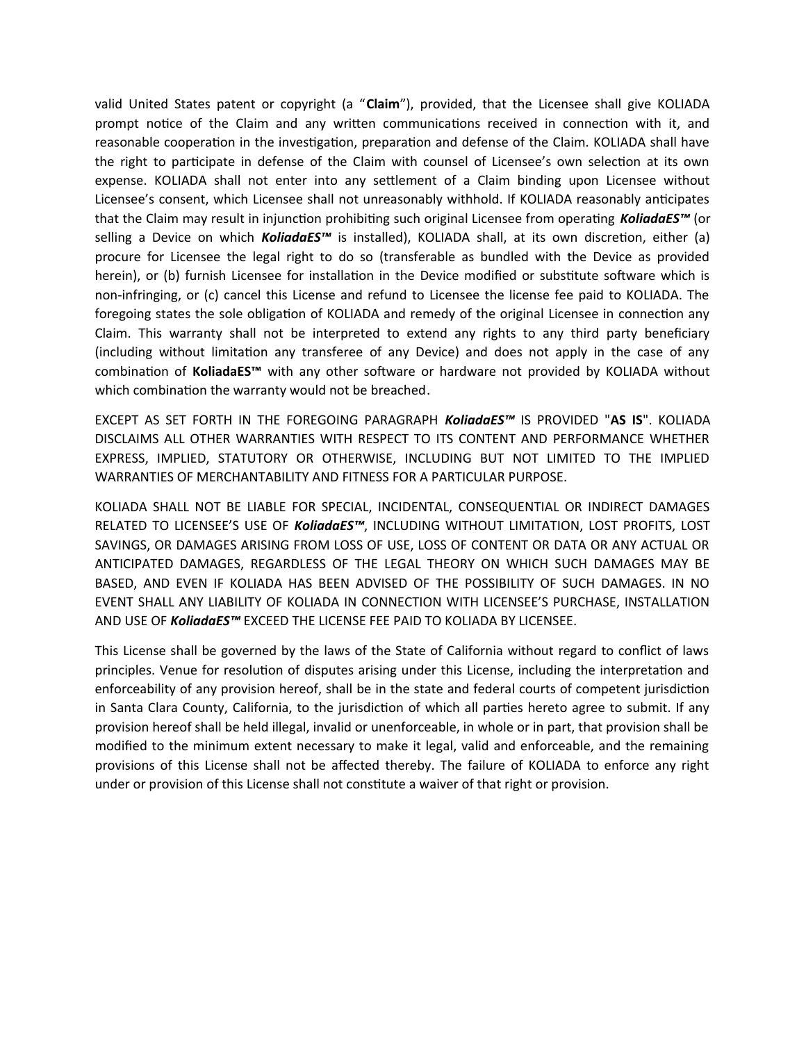valid United States patent or copyright (a "**Claim**"), provided, that the Licensee shall give KOLIADA prompt notice of the Claim and any written communications received in connection with it, and reasonable cooperation in the investigation, preparation and defense of the Claim. KOLIADA shall have the right to participate in defense of the Claim with counsel of Licensee's own selection at its own expense. KOLIADA shall not enter into any settlement of a Claim binding upon Licensee without Licensee's consent, which Licensee shall not unreasonably withhold. If KOLIADA reasonably anticipates that the Claim may result in injunction prohibiting such original Licensee from operating ***KoliadaES™*** (or selling a Device on which ***KoliadaES™*** is installed), KOLIADA shall, at its own discretion, either (a) procure for Licensee the legal right to do so (transferable as bundled with the Device as provided herein), or (b) furnish Licensee for installation in the Device modified or substitute software which is non-infringing, or (c) cancel this License and refund to Licensee the license fee paid to KOLIADA. The foregoing states the sole obligation of KOLIADA and remedy of the original Licensee in connection any Claim. This warranty shall not be interpreted to extend any rights to any third party beneficiary (including without limitation any transferee of any Device) and does not apply in the case of any combination of **KoliadaES™** with any other software or hardware not provided by KOLIADA without which combination the warranty would not be breached.

EXCEPT AS SET FORTH IN THE FOREGOING PARAGRAPH ***KoliadaES™*** IS PROVIDED "**AS IS**". KOLIADA DISCLAIMS ALL OTHER WARRANTIES WITH RESPECT TO ITS CONTENT AND PERFORMANCE WHETHER EXPRESS, IMPLIED, STATUTORY OR OTHERWISE, INCLUDING BUT NOT LIMITED TO THE IMPLIED WARRANTIES OF MERCHANTABILITY AND FITNESS FOR A PARTICULAR PURPOSE.

KOLIADA SHALL NOT BE LIABLE FOR SPECIAL, INCIDENTAL, CONSEQUENTIAL OR INDIRECT DAMAGES RELATED TO LICENSEE'S USE OF ***KoliadaES™***, INCLUDING WITHOUT LIMITATION, LOST PROFITS, LOST SAVINGS, OR DAMAGES ARISING FROM LOSS OF USE, LOSS OF CONTENT OR DATA OR ANY ACTUAL OR ANTICIPATED DAMAGES, REGARDLESS OF THE LEGAL THEORY ON WHICH SUCH DAMAGES MAY BE BASED, AND EVEN IF KOLIADA HAS BEEN ADVISED OF THE POSSIBILITY OF SUCH DAMAGES. IN NO EVENT SHALL ANY LIABILITY OF KOLIADA IN CONNECTION WITH LICENSEE'S PURCHASE, INSTALLATION AND USE OF ***KoliadaES™*** EXCEED THE LICENSE FEE PAID TO KOLIADA BY LICENSEE.

This License shall be governed by the laws of the State of California without regard to conflict of laws principles. Venue for resolution of disputes arising under this License, including the interpretation and enforceability of any provision hereof, shall be in the state and federal courts of competent jurisdiction in Santa Clara County, California, to the jurisdiction of which all parties hereto agree to submit. If any provision hereof shall be held illegal, invalid or unenforceable, in whole or in part, that provision shall be modified to the minimum extent necessary to make it legal, valid and enforceable, and the remaining provisions of this License shall not be affected thereby. The failure of KOLIADA to enforce any right under or provision of this License shall not constitute a waiver of that right or provision.